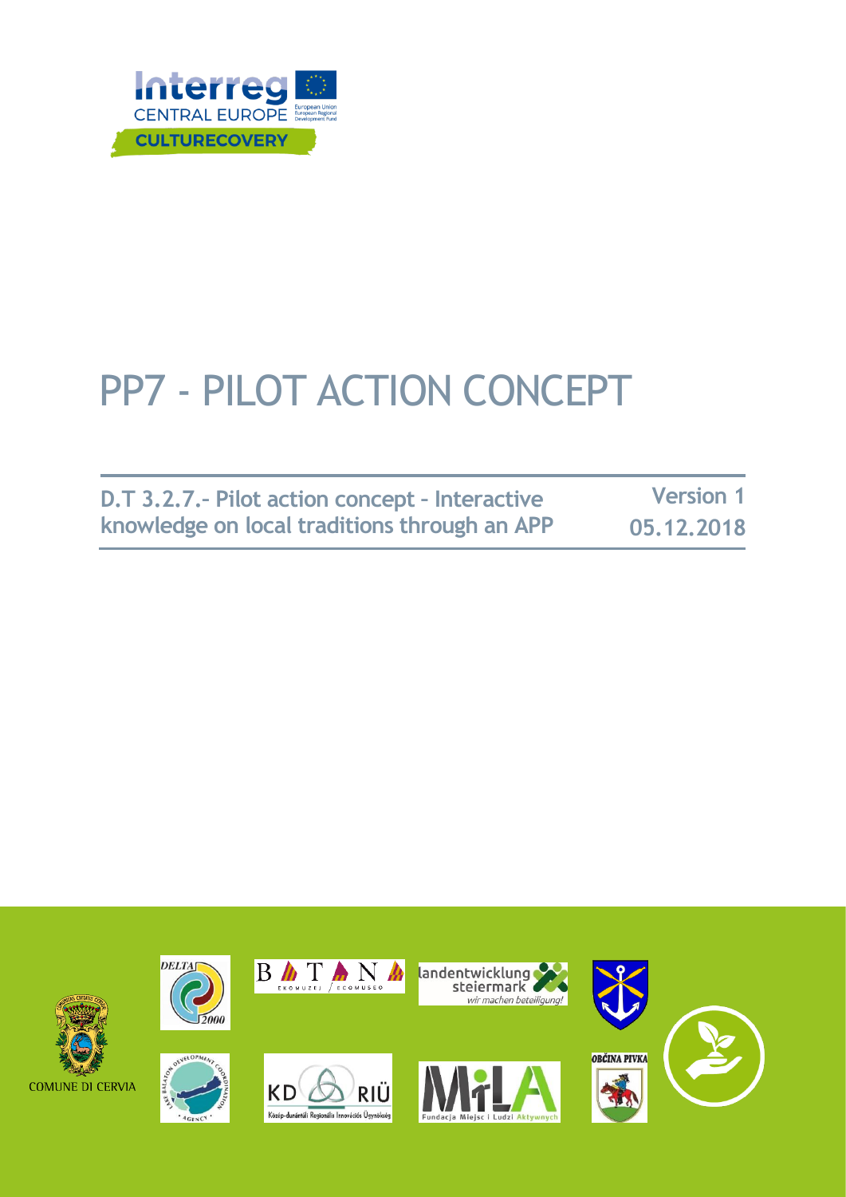# PP7 - PILOT ACTION CONCEPT

**D.T 3.2.7.- Pilot action concept – Interactive knowledge on local traditions through an APP**

**Version 1**

**05.12.2018**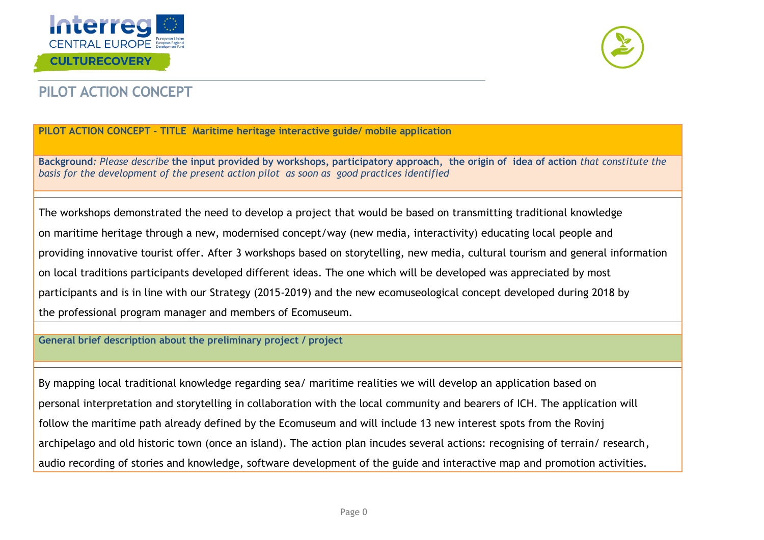# PILOT ACTION CONCEPT

**PILOT ACTION CONCEPT - TITLE Maritime heritage interactive guide/ mobile application**

**Background**: *Please describe* **the input provided by workshops, participatory approach, the origin of idea of action** *that constitute the basis for the development of the present action pilot as soon as good practices identified*

The workshops demonstrated the need to develop a project that would be based on transmitting traditional knowledge on maritime heritage through a new, modernised concept/way (new media, interactivity) educating local people and providing innovative tourist offer. After 3 workshops based on storytelling, new media, cultural tourism and general information on local traditions participants developed different ideas. The one which will be developed was appreciated by most participants and is in line with our Strategy (2015-2019) and the new ecomuseological concept developed during 2018 by the professional program manager and members of Ecomuseum.

**General brief description about the preliminary project / project**

By mapping local traditional knowledge regarding sea/ maritime realities we will develop an application based on personal interpretation and storytelling in collaboration with the local community and bearers of ICH. The application will follow the maritime path already defined by the Ecomuseum and will include 13 new interest spots from the Rovinj archipelago and old historic town (once an island). The action plan incudes several actions: recognising of terrain/ research, audio recording of stories and knowledge, software development of the guide and interactive map and promotion activities.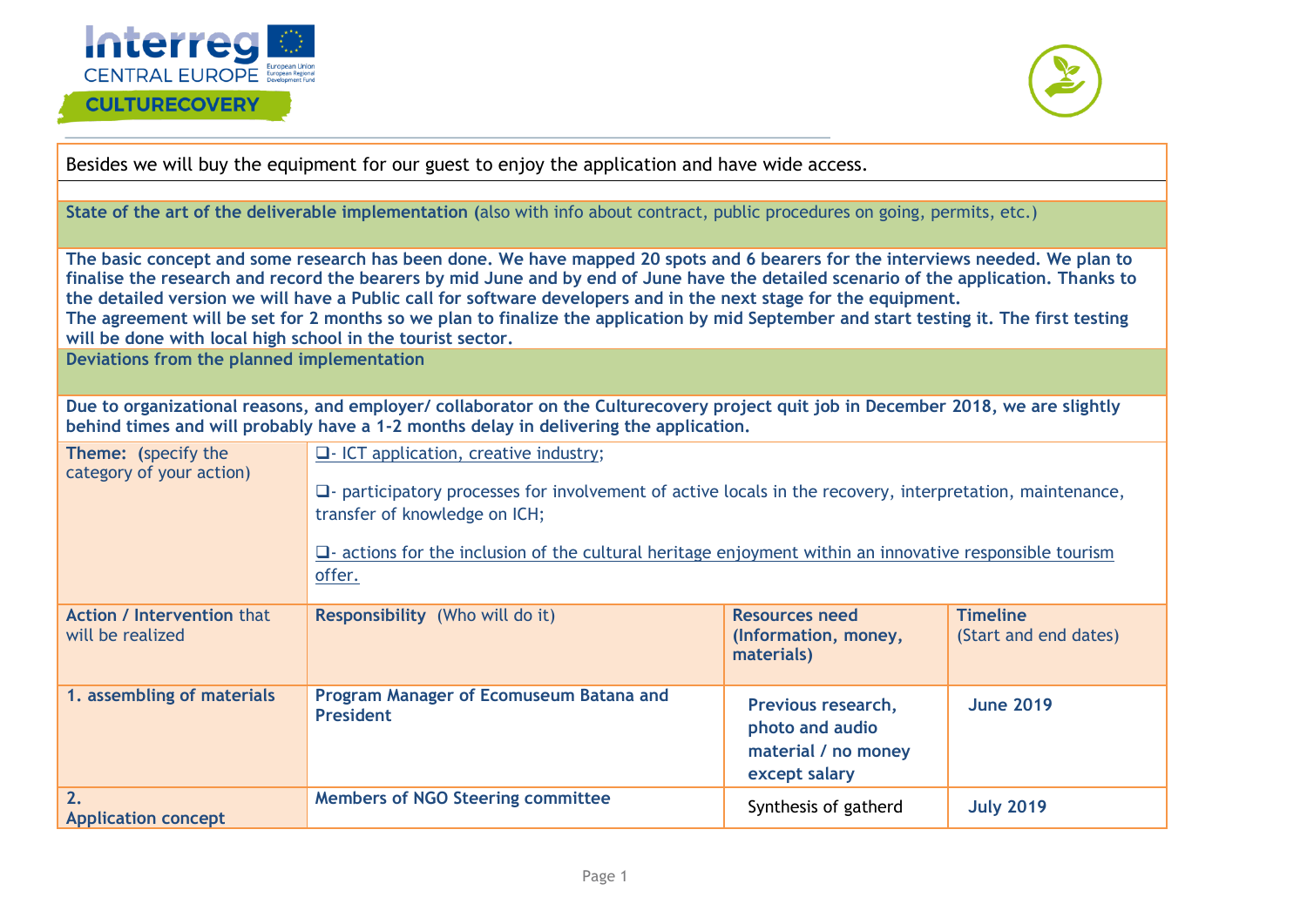Besides we will buy the equipment for our guest to enjoy the application and have wide access.

**State of the art of the deliverable implementation** (also with info about contract, public procedures on going, permits, etc.)

**The basic concept and some research has been done. We have mapped 20 spots and 6 bearers for the interviews needed. We plan to finalise the research and record the bearers by mid June and by end of June have the detailed scenario of the application. Thanks to the detailed version we will have a Public call for software developers and in the next stage for the equipment.**
**The agreement will be set for 2 months so we plan to finalize the application by mid September and start testing it. The first testing will be done with local high school in the tourist sector.**

**Deviations from the planned implementation**

**Due to organizational reasons, and employer/ collaborator on the Culturecovery project quit job in December 2018, we are slightly behind times and will probably have a 1-2 months delay in delivering the application.**

| **Theme: (**specify the category of your action) | ❑- ICT application, creative industry;<br><br>❑- participatory processes for involvement of active locals in the recovery, interpretation, maintenance, transfer of knowledge on ICH;<br><br>❑- actions for the inclusion of the cultural heritage enjoyment within an innovative responsible tourism offer. | | |
|---|---|---|---|
| **Action / Intervention** that will be realized | **Responsibility** (Who will do it) | **Resources need (Information, money, materials)** | **Timeline** (Start and end dates) |
| **1. assembling of materials** | **Program Manager of Ecomuseum Batana and President** | **Previous research, photo and audio material / no money except salary** | **June 2019** |
| **2. Application concept** | **Members of NGO Steering committee** | Synthesis of gatherd | **July 2019** |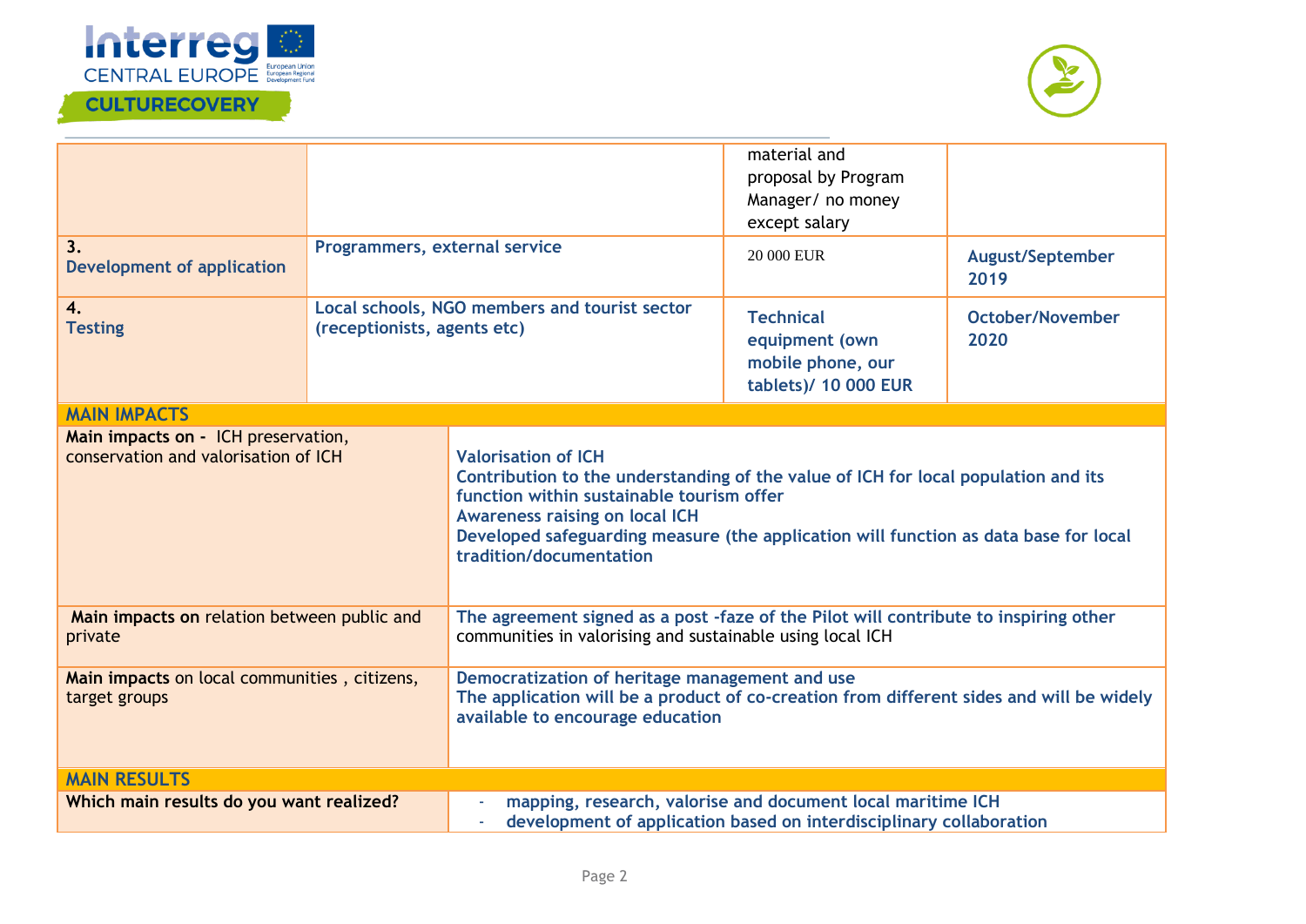| | | | |
|---|---|---|---|
| | | material and proposal by Program Manager/ no money except salary | |
| **3. Development of application** | **Programmers, external service** | 20 000 EUR | **August/September 2019** |
| **4. Testing** | **Local schools, NGO members and tourist sector (receptionists, agents etc)** | **Technical equipment (own mobile phone, our tablets)/ 10 000 EUR** | **October/November 2020** |

| **MAIN IMPACTS** | |
|---|---|
| **Main impacts on -** ICH preservation, conservation and valorisation of ICH | **Valorisation of ICH**<br>**Contribution to the understanding of the value of ICH for local population and its function within sustainable tourism offer**<br>**Awareness raising on local ICH**<br>**Developed safeguarding measure (the application will function as data base for local tradition/documentation** |
| **Main impacts on** relation between public and private | **The agreement signed as a post -faze of the Pilot will contribute to inspiring other** communities in valorising and sustainable using local ICH |
| **Main impacts** on local communities , citizens, target groups | **Democratization of heritage management and use**<br>**The application will be a product of co-creation from different sides and will be widely available to encourage education** |

| **MAIN RESULTS** | |
|---|---|
| **Which main results do you want realized?** | - **mapping, research, valorise and document local maritime ICH**<br>- **development of application based on interdisciplinary collaboration** |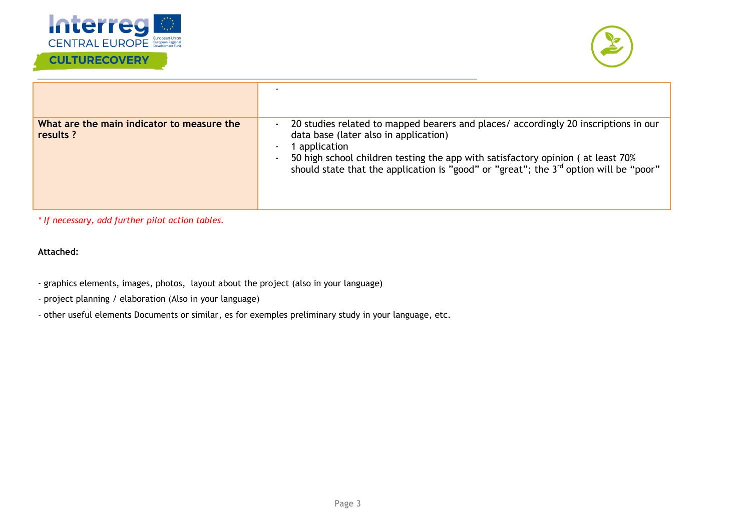| | |
|---|---|
| | - |
| **What are the main indicator to measure the results ?** | - 20 studies related to mapped bearers and places/ accordingly 20 inscriptions in our data base (later also in application)<br>- 1 application<br>- 50 high school children testing the app with satisfactory opinion ( at least 70% should state that the application is ”good” or ”great”; the 3rd option will be “poor” |

*\* If necessary, add further pilot action tables.*

**Attached:**

- graphics elements, images, photos, layout about the project (also in your language)

- project planning / elaboration (Also in your language)

- other useful elements Documents or similar, es for exemples preliminary study in your language, etc.